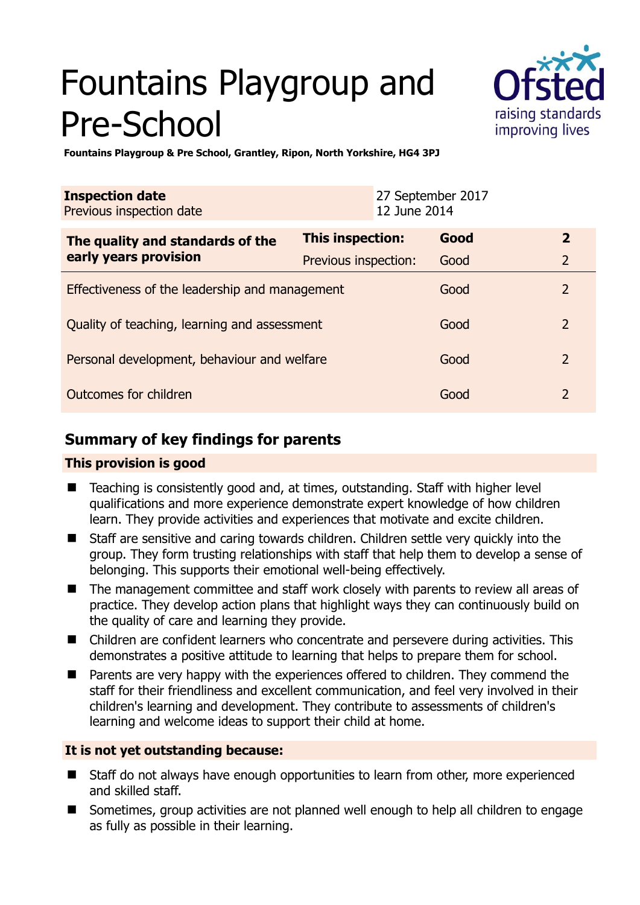# Fountains Playgroup and Pre-School

**Fountains Playgroup & Pre School, Grantley, Ripon, North Yorkshire, HG4 3PJ**

| **Inspection date** | 27 September 2017 |
|---|---|
| Previous inspection date | 12 June 2014 |

| **The quality and standards of the early years provision** | **This inspection:** | **Good** | **2** |
|---|---|---|---|
| | Previous inspection: | Good | 2 |
| Effectiveness of the leadership and management | | Good | 2 |
| Quality of teaching, learning and assessment | | Good | 2 |
| Personal development, behaviour and welfare | | Good | 2 |
| Outcomes for children | | Good | 2 |

## Summary of key findings for parents

**This provision is good**

- Teaching is consistently good and, at times, outstanding. Staff with higher level qualifications and more experience demonstrate expert knowledge of how children learn. They provide activities and experiences that motivate and excite children.
- Staff are sensitive and caring towards children. Children settle very quickly into the group. They form trusting relationships with staff that help them to develop a sense of belonging. This supports their emotional well-being effectively.
- The management committee and staff work closely with parents to review all areas of practice. They develop action plans that highlight ways they can continuously build on the quality of care and learning they provide.
- Children are confident learners who concentrate and persevere during activities. This demonstrates a positive attitude to learning that helps to prepare them for school.
- Parents are very happy with the experiences offered to children. They commend the staff for their friendliness and excellent communication, and feel very involved in their children's learning and development. They contribute to assessments of children's learning and welcome ideas to support their child at home.

**It is not yet outstanding because:**

- Staff do not always have enough opportunities to learn from other, more experienced and skilled staff.
- Sometimes, group activities are not planned well enough to help all children to engage as fully as possible in their learning.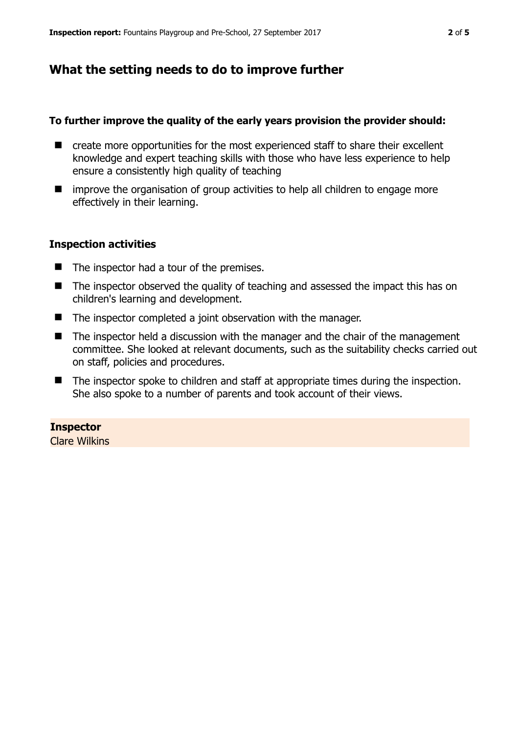## What the setting needs to do to improve further

**To further improve the quality of the early years provision the provider should:**

- create more opportunities for the most experienced staff to share their excellent knowledge and expert teaching skills with those who have less experience to help ensure a consistently high quality of teaching
- improve the organisation of group activities to help all children to engage more effectively in their learning.

### Inspection activities

- The inspector had a tour of the premises.
- The inspector observed the quality of teaching and assessed the impact this has on children's learning and development.
- The inspector completed a joint observation with the manager.
- The inspector held a discussion with the manager and the chair of the management committee. She looked at relevant documents, such as the suitability checks carried out on staff, policies and procedures.
- The inspector spoke to children and staff at appropriate times during the inspection. She also spoke to a number of parents and took account of their views.

**Inspector**
Clare Wilkins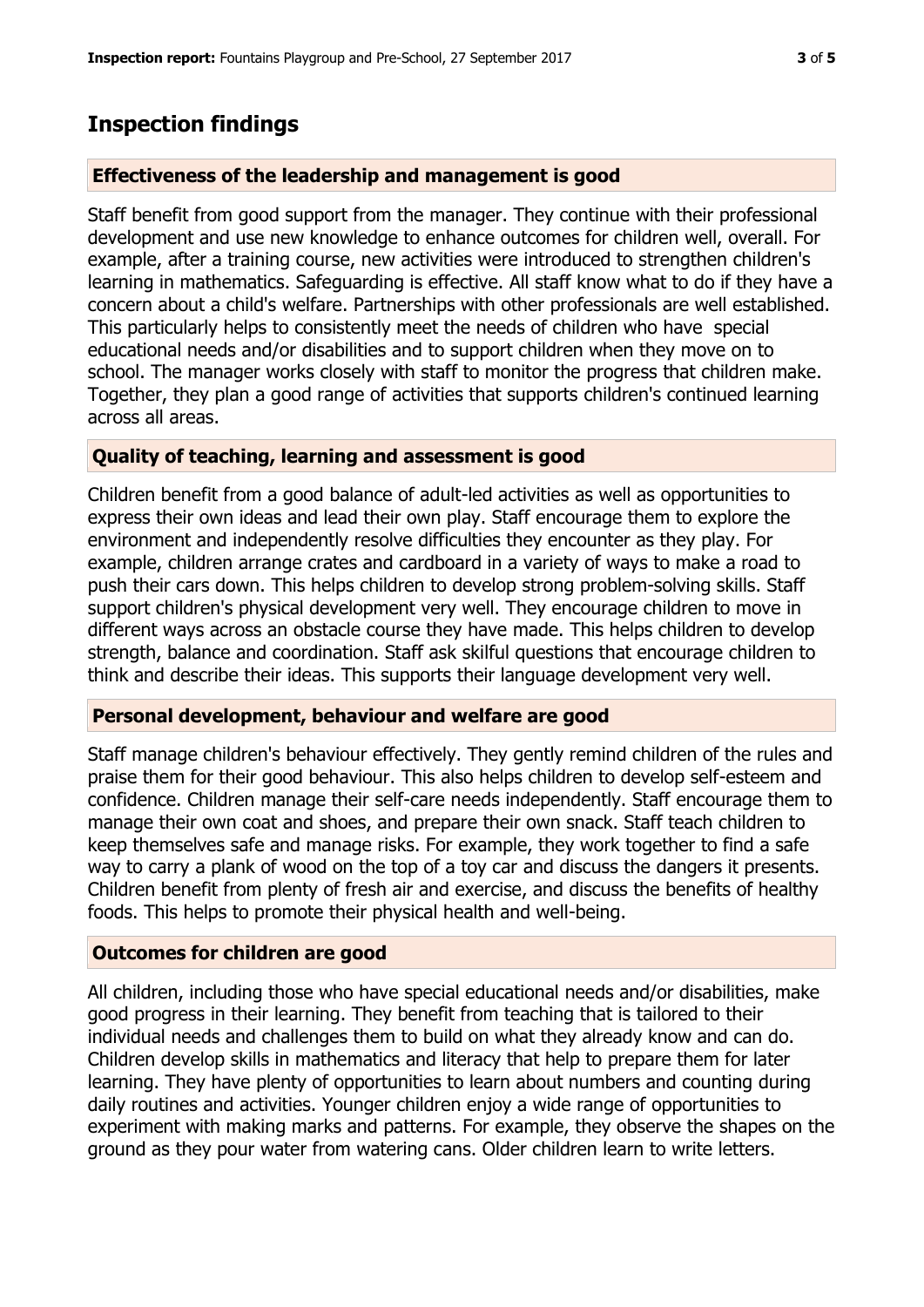## Inspection findings

### Effectiveness of the leadership and management is good

Staff benefit from good support from the manager. They continue with their professional development and use new knowledge to enhance outcomes for children well, overall. For example, after a training course, new activities were introduced to strengthen children's learning in mathematics. Safeguarding is effective. All staff know what to do if they have a concern about a child's welfare. Partnerships with other professionals are well established. This particularly helps to consistently meet the needs of children who have special educational needs and/or disabilities and to support children when they move on to school. The manager works closely with staff to monitor the progress that children make. Together, they plan a good range of activities that supports children's continued learning across all areas.

### Quality of teaching, learning and assessment is good

Children benefit from a good balance of adult-led activities as well as opportunities to express their own ideas and lead their own play. Staff encourage them to explore the environment and independently resolve difficulties they encounter as they play. For example, children arrange crates and cardboard in a variety of ways to make a road to push their cars down. This helps children to develop strong problem-solving skills. Staff support children's physical development very well. They encourage children to move in different ways across an obstacle course they have made. This helps children to develop strength, balance and coordination. Staff ask skilful questions that encourage children to think and describe their ideas. This supports their language development very well.

### Personal development, behaviour and welfare are good

Staff manage children's behaviour effectively. They gently remind children of the rules and praise them for their good behaviour. This also helps children to develop self-esteem and confidence. Children manage their self-care needs independently. Staff encourage them to manage their own coat and shoes, and prepare their own snack. Staff teach children to keep themselves safe and manage risks. For example, they work together to find a safe way to carry a plank of wood on the top of a toy car and discuss the dangers it presents. Children benefit from plenty of fresh air and exercise, and discuss the benefits of healthy foods. This helps to promote their physical health and well-being.

### Outcomes for children are good

All children, including those who have special educational needs and/or disabilities, make good progress in their learning. They benefit from teaching that is tailored to their individual needs and challenges them to build on what they already know and can do. Children develop skills in mathematics and literacy that help to prepare them for later learning. They have plenty of opportunities to learn about numbers and counting during daily routines and activities. Younger children enjoy a wide range of opportunities to experiment with making marks and patterns. For example, they observe the shapes on the ground as they pour water from watering cans. Older children learn to write letters.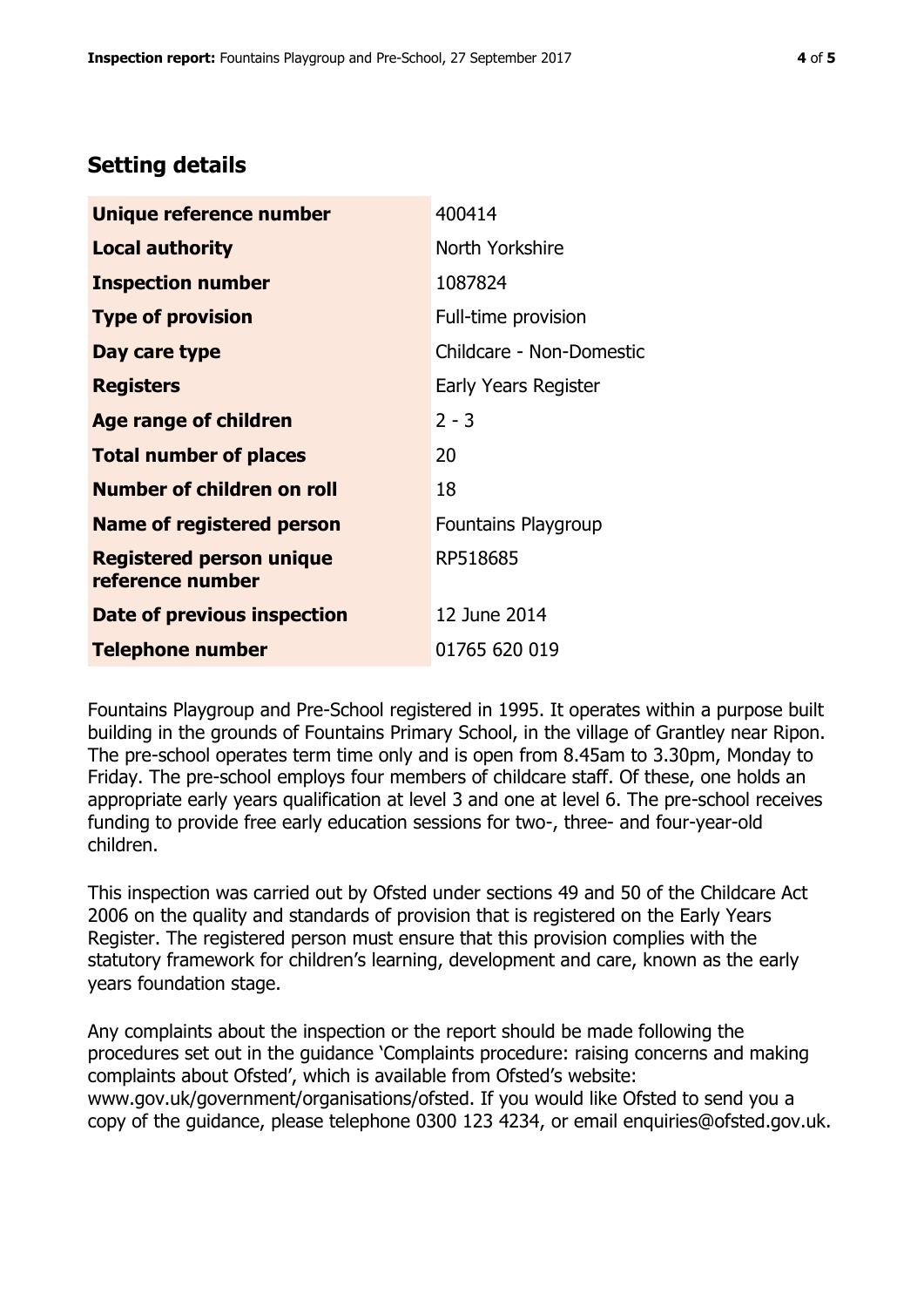## Setting details

| | |
|---|---|
| **Unique reference number** | 400414 |
| **Local authority** | North Yorkshire |
| **Inspection number** | 1087824 |
| **Type of provision** | Full-time provision |
| **Day care type** | Childcare - Non-Domestic |
| **Registers** | Early Years Register |
| **Age range of children** | 2 - 3 |
| **Total number of places** | 20 |
| **Number of children on roll** | 18 |
| **Name of registered person** | Fountains Playgroup |
| **Registered person unique reference number** | RP518685 |
| **Date of previous inspection** | 12 June 2014 |
| **Telephone number** | 01765 620 019 |

Fountains Playgroup and Pre-School registered in 1995. It operates within a purpose built building in the grounds of Fountains Primary School, in the village of Grantley near Ripon. The pre-school operates term time only and is open from 8.45am to 3.30pm, Monday to Friday. The pre-school employs four members of childcare staff. Of these, one holds an appropriate early years qualification at level 3 and one at level 6. The pre-school receives funding to provide free early education sessions for two-, three- and four-year-old children.

This inspection was carried out by Ofsted under sections 49 and 50 of the Childcare Act 2006 on the quality and standards of provision that is registered on the Early Years Register. The registered person must ensure that this provision complies with the statutory framework for children's learning, development and care, known as the early years foundation stage.

Any complaints about the inspection or the report should be made following the procedures set out in the guidance 'Complaints procedure: raising concerns and making complaints about Ofsted', which is available from Ofsted's website: www.gov.uk/government/organisations/ofsted. If you would like Ofsted to send you a copy of the guidance, please telephone 0300 123 4234, or email enquiries@ofsted.gov.uk.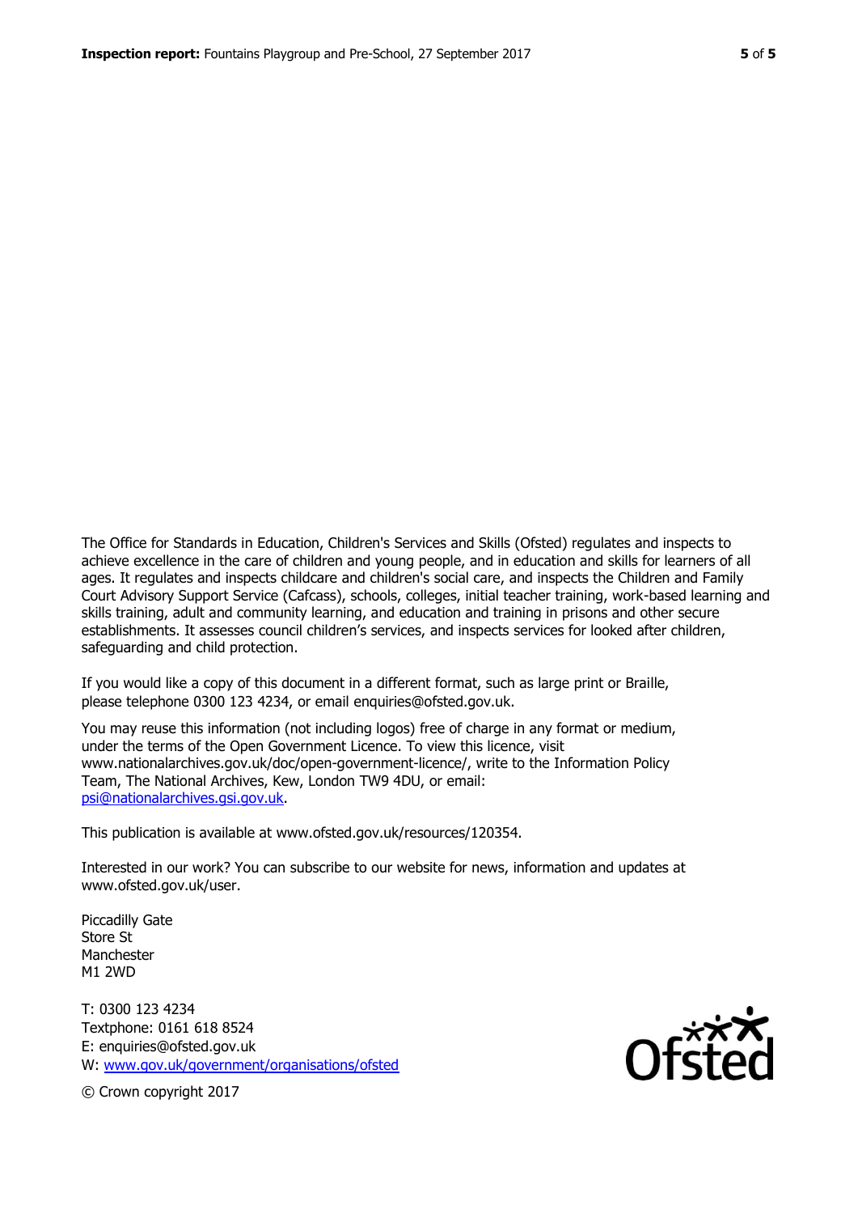The Office for Standards in Education, Children's Services and Skills (Ofsted) regulates and inspects to achieve excellence in the care of children and young people, and in education and skills for learners of all ages. It regulates and inspects childcare and children's social care, and inspects the Children and Family Court Advisory Support Service (Cafcass), schools, colleges, initial teacher training, work-based learning and skills training, adult and community learning, and education and training in prisons and other secure establishments. It assesses council children's services, and inspects services for looked after children, safeguarding and child protection.

If you would like a copy of this document in a different format, such as large print or Braille, please telephone 0300 123 4234, or email enquiries@ofsted.gov.uk.

You may reuse this information (not including logos) free of charge in any format or medium, under the terms of the Open Government Licence. To view this licence, visit www.nationalarchives.gov.uk/doc/open-government-licence/, write to the Information Policy Team, The National Archives, Kew, London TW9 4DU, or email: psi@nationalarchives.gsi.gov.uk.

This publication is available at www.ofsted.gov.uk/resources/120354.

Interested in our work? You can subscribe to our website for news, information and updates at www.ofsted.gov.uk/user.

Piccadilly Gate
Store St
Manchester
M1 2WD

T: 0300 123 4234
Textphone: 0161 618 8524
E: enquiries@ofsted.gov.uk
W: www.gov.uk/government/organisations/ofsted

© Crown copyright 2017